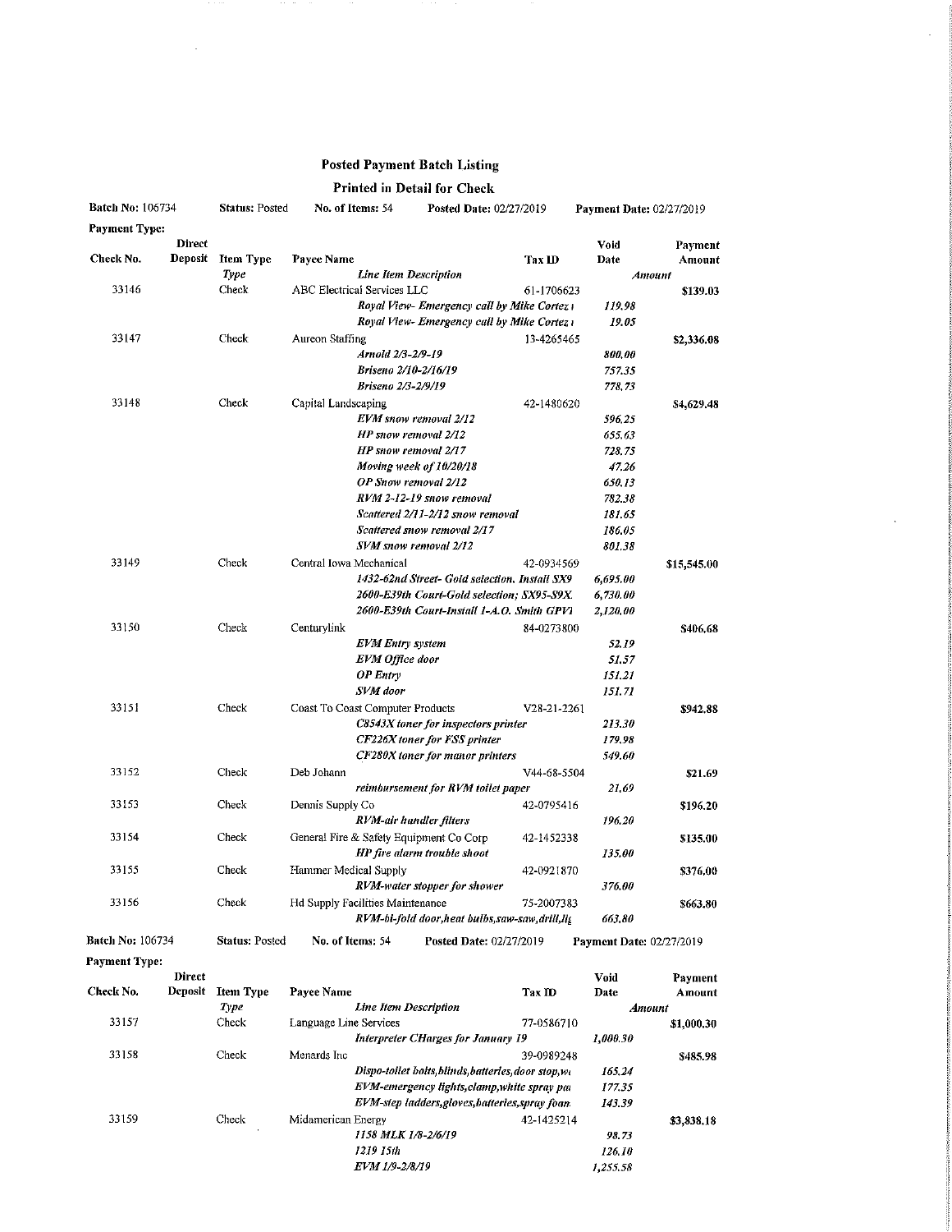# Posted Payment Batch Listing

## Printed in Detail for Check

**Batch No:** 106734 **Status:** Posted **No. of Items:** 54 **Posted Date:** 02/27/2019 **Payment Date:** 02/27/2019

**Payment Type:**

| Check No. | Direct Deposit | Item Type / *Type* | Payee Name / *Line Item Description* | Tax ID | Void Date / *Amount* | Payment Amount |
|---|---|---|---|---|---|---|
| 33146 | | Check | ABC Electrical Services LLC | 61-1706623 | | $139.03 |
| | | | *Royal View- Emergency call by Mike Cortez i* | | *119.98* | |
| | | | *Royal View- Emergency call by Mike Cortez i* | | *19.05* | |
| 33147 | | Check | Aureon Staffing | 13-4265465 | | $2,336.08 |
| | | | *Arnold 2/3-2/9-19* | | *800.00* | |
| | | | *Briseno 2/10-2/16/19* | | *757.35* | |
| | | | *Briseno 2/3-2/9/19* | | *778.73* | |
| 33148 | | Check | Capital Landscaping | 42-1480620 | | $4,629.48 |
| | | | *EVM snow removal 2/12* | | *596.25* | |
| | | | *HP snow removal 2/12* | | *655.63* | |
| | | | *HP snow removal 2/17* | | *728.75* | |
| | | | *Moving week of 10/20/18* | | *47.26* | |
| | | | *OP Snow removal 2/12* | | *650.13* | |
| | | | *RVM 2-12-19 snow removal* | | *782.38* | |
| | | | *Scattered 2/11-2/12 snow removal* | | *181.65* | |
| | | | *Scattered snow removal 2/17* | | *186.05* | |
| | | | *SVM snow removal 2/12* | | *801.38* | |
| 33149 | | Check | Central Iowa Mechanical | 42-0934569 | | $15,545.00 |
| | | | *1432-62nd Street- Gold selection, Install SX9* | | *6,695.00* | |
| | | | *2600-E39th Court-Gold selection; SX95-S9X.* | | *6,730.00* | |
| | | | *2600-E39th Court-Install 1-A.O. Smith GPVI* | | *2,120.00* | |
| 33150 | | Check | Centurylink | 84-0273800 | | $406.68 |
| | | | *EVM Entry system* | | *52.19* | |
| | | | *EVM Office door* | | *51.57* | |
| | | | *OP Entry* | | *151.21* | |
| | | | *SVM door* | | *151.71* | |
| 33151 | | Check | Coast To Coast Computer Products | V28-21-2261 | | $942.88 |
| | | | *C8543X toner for inspectors printer* | | *213.30* | |
| | | | *CF226X toner for FSS printer* | | *179.98* | |
| | | | *CF280X toner for manor printers* | | *549.60* | |
| 33152 | | Check | Deb Johann | V44-68-5504 | | $21.69 |
| | | | *reimbursement for RVM toilet paper* | | *21.69* | |
| 33153 | | Check | Dennis Supply Co | 42-0795416 | | $196.20 |
| | | | *RVM-air handler filters* | | *196.20* | |
| 33154 | | Check | General Fire & Safety Equipment Co Corp | 42-1452338 | | $135.00 |
| | | | *HP fire alarm trouble shoot* | | *135.00* | |
| 33155 | | Check | Hammer Medical Supply | 42-0921870 | | $376.00 |
| | | | *RVM-water stopper for shower* | | *376.00* | |
| 33156 | | Check | Hd Supply Facilities Maintenance | 75-2007383 | | $663.80 |
| | | | *RVM-bi-fold door,heat bulbs,saw-saw,drill,lig* | | *663.80* | |

**Batch No:** 106734 **Status:** Posted **No. of Items:** 54 **Posted Date:** 02/27/2019 **Payment Date:** 02/27/2019

**Payment Type:**

| Check No. | Direct Deposit | Item Type / *Type* | Payee Name / *Line Item Description* | Tax ID | Void Date / *Amount* | Payment Amount |
|---|---|---|---|---|---|---|
| 33157 | | Check | Language Line Services | 77-0586710 | | $1,000.30 |
| | | | *Interpreter CHarges for January 19* | | *1,000.30* | |
| 33158 | | Check | Menards Inc | 39-0989248 | | $485.98 |
| | | | *Dispo-toilet bolts,blinds,batteries,door stop,wi* | | *165.24* | |
| | | | *EVM-emergency lights,clamp,white spray pai* | | *177.35* | |
| | | | *EVM-step ladders,gloves,batteries,spray foam* | | *143.39* | |
| 33159 | | Check | Midamerican Energy | 42-1425214 | | $3,838.18 |
| | | | *1158 MLK 1/8-2/6/19* | | *98.73* | |
| | | | *1219 15th* | | *126.10* | |
| | | | *EVM 1/9-2/8/19* | | *1,255.58* | |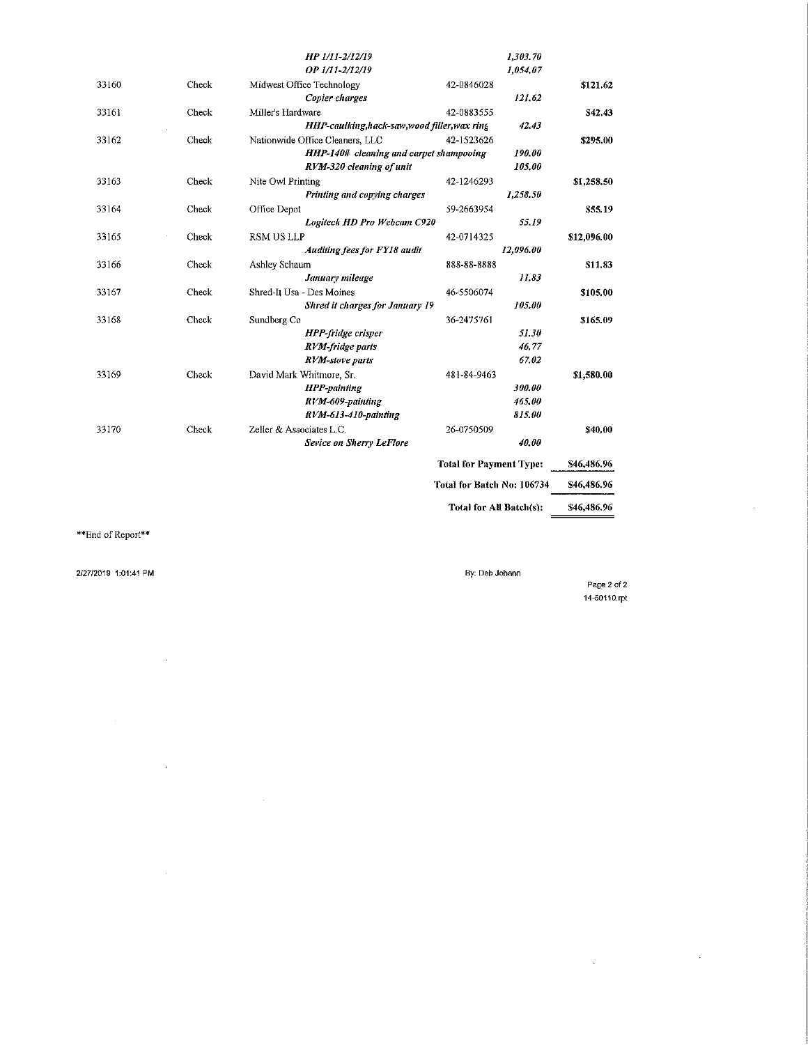| | | | | | |
|---|---|---|---|---|---|
| | | *HP 1/11-2/12/19* | | *1,303.70* | |
| | | *OP 1/11-2/12/19* | | *1,054.07* | |
| 33160 | Check | Midwest Office Technology | 42-0846028 | | $121.62 |
| | | *Copier charges* | | *121.62* | |
| 33161 | Check | Miller's Hardware | 42-0883555 | | $42.43 |
| | | *HHP-caulking,hack-saw,wood filler,wax ring* | | *42.43* | |
| 33162 | Check | Nationwide Office Cleaners, LLC | 42-1523626 | | $295.00 |
| | | *HHP-140# cleaning and carpet shampooing* | | *190.00* | |
| | | *RVM-320 cleaning of unit* | | *105.00* | |
| 33163 | Check | Nite Owl Printing | 42-1246293 | | $1,258.50 |
| | | *Printing and copying charges* | | *1,258.50* | |
| 33164 | Check | Office Depot | 59-2663954 | | $55.19 |
| | | *Logiteck HD Pro Webcam C920* | | *55.19* | |
| 33165 | Check | RSM US LLP | 42-0714325 | | $12,096.00 |
| | | *Auditing fees for FY18 audit* | | *12,096.00* | |
| 33166 | Check | Ashley Schaum | 888-88-8888 | | $11.83 |
| | | *January mileage* | | *11.83* | |
| 33167 | Check | Shred-It Usa - Des Moines | 46-5506074 | | $105.00 |
| | | *Shred it charges for January 19* | | *105.00* | |
| 33168 | Check | Sundberg Co | 36-2475761 | | $165.09 |
| | | *HPP-fridge crisper* | | *51.30* | |
| | | *RVM-fridge parts* | | *46.77* | |
| | | *RVM-stove parts* | | *67.02* | |
| 33169 | Check | David Mark Whitmore, Sr. | 481-84-9463 | | $1,580.00 |
| | | *HPP-painting* | | *300.00* | |
| | | *RVM-609-painting* | | *465.00* | |
| | | *RVM-613-410-painting* | | *815.00* | |
| 33170 | Check | Zeller & Associates L.C. | 26-0750509 | | $40.00 |
| | | *Sevice on Sherry LeFlore* | | *40.00* | |
| | | | **Total for Payment Type:** | | $46,486.96 |
| | | | **Total for Batch No: 106734** | | $46,486.96 |
| | | | **Total for All Batch(s):** | | $46,486.96 |

**End of Report**

2/27/2019 1:01:41 PM

By: Deb Johann

14-50110.rpt